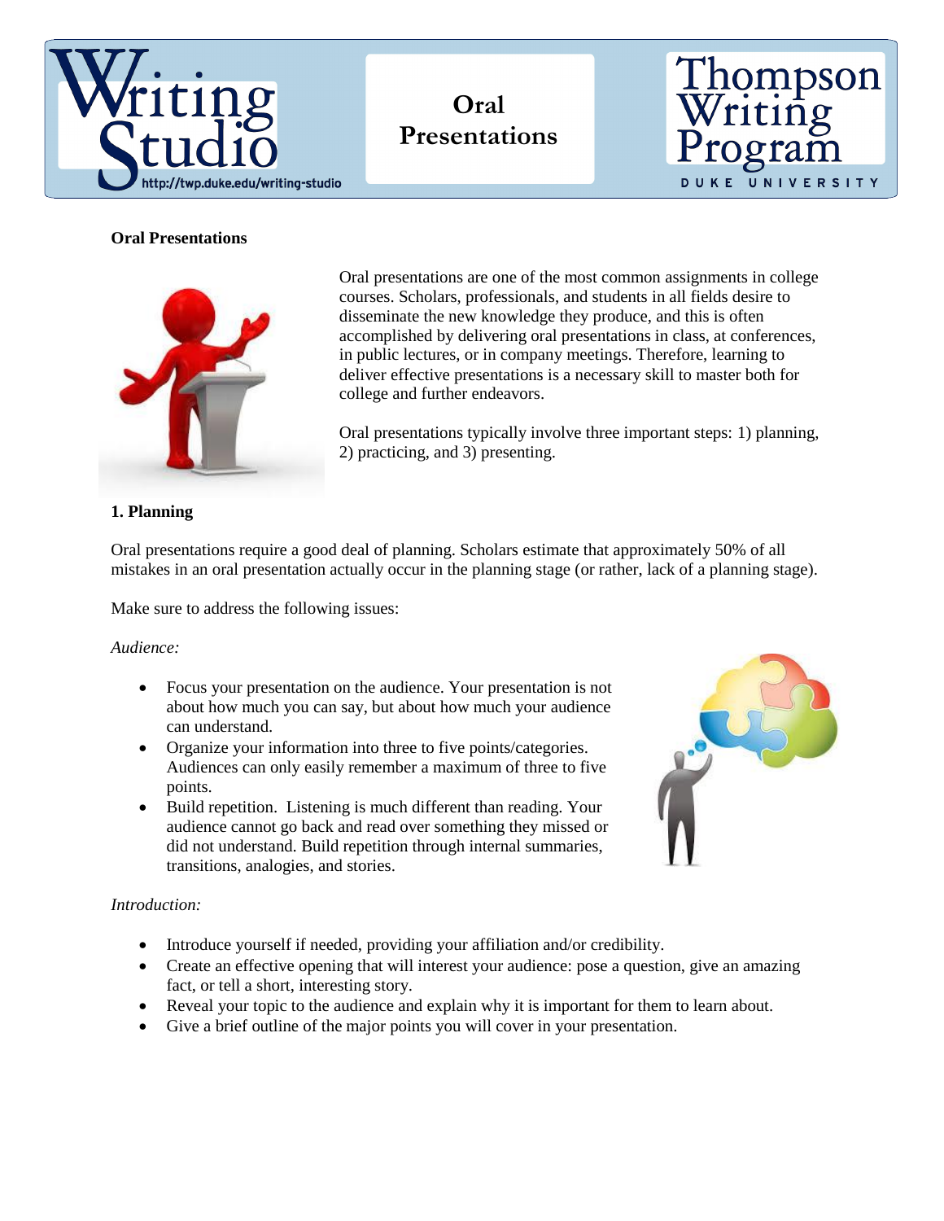# Oral Presentations

**Oral Presentations**

Oral presentations are one of the most common assignments in college courses. Scholars, professionals, and students in all fields desire to disseminate the new knowledge they produce, and this is often accomplished by delivering oral presentations in class, at conferences, in public lectures, or in company meetings. Therefore, learning to deliver effective presentations is a necessary skill to master both for college and further endeavors.

Oral presentations typically involve three important steps: 1) planning, 2) practicing, and 3) presenting.

**1. Planning**

Oral presentations require a good deal of planning. Scholars estimate that approximately 50% of all mistakes in an oral presentation actually occur in the planning stage (or rather, lack of a planning stage).

Make sure to address the following issues:

*Audience:*

- Focus your presentation on the audience. Your presentation is not about how much you can say, but about how much your audience can understand.
- Organize your information into three to five points/categories. Audiences can only easily remember a maximum of three to five points.
- Build repetition. Listening is much different than reading. Your audience cannot go back and read over something they missed or did not understand. Build repetition through internal summaries, transitions, analogies, and stories.

*Introduction:*

- Introduce yourself if needed, providing your affiliation and/or credibility.
- Create an effective opening that will interest your audience: pose a question, give an amazing fact, or tell a short, interesting story.
- Reveal your topic to the audience and explain why it is important for them to learn about.
- Give a brief outline of the major points you will cover in your presentation.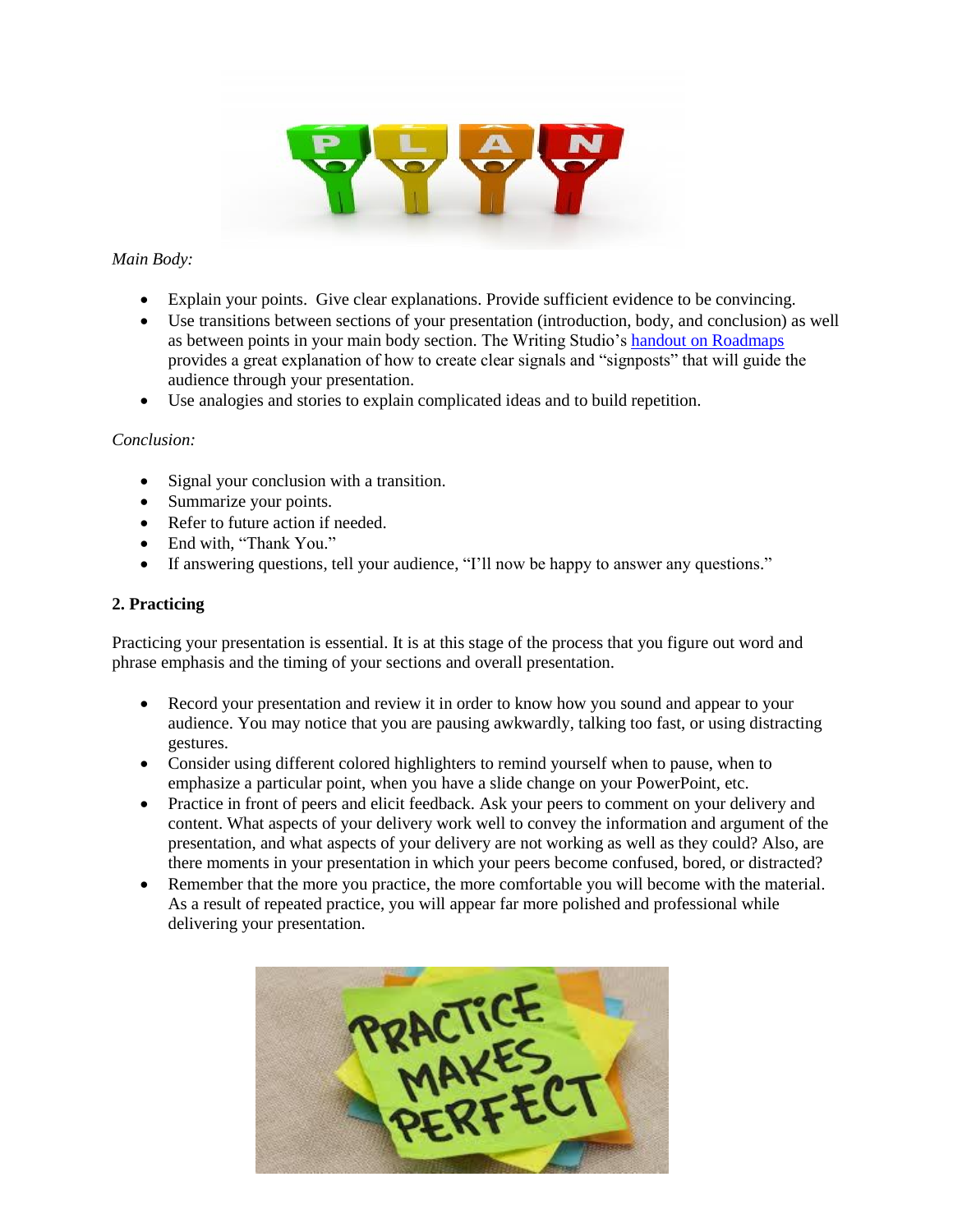*Main Body:*

- Explain your points. Give clear explanations. Provide sufficient evidence to be convincing.
- Use transitions between sections of your presentation (introduction, body, and conclusion) as well as between points in your main body section. The Writing Studio's [handout on Roadmaps](handout on Roadmaps) provides a great explanation of how to create clear signals and "signposts" that will guide the audience through your presentation.
- Use analogies and stories to explain complicated ideas and to build repetition.

*Conclusion:*

- Signal your conclusion with a transition.
- Summarize your points.
- Refer to future action if needed.
- End with, "Thank You."
- If answering questions, tell your audience, "I'll now be happy to answer any questions."

**2. Practicing**

Practicing your presentation is essential. It is at this stage of the process that you figure out word and phrase emphasis and the timing of your sections and overall presentation.

- Record your presentation and review it in order to know how you sound and appear to your audience. You may notice that you are pausing awkwardly, talking too fast, or using distracting gestures.
- Consider using different colored highlighters to remind yourself when to pause, when to emphasize a particular point, when you have a slide change on your PowerPoint, etc.
- Practice in front of peers and elicit feedback. Ask your peers to comment on your delivery and content. What aspects of your delivery work well to convey the information and argument of the presentation, and what aspects of your delivery are not working as well as they could? Also, are there moments in your presentation in which your peers become confused, bored, or distracted?
- Remember that the more you practice, the more comfortable you will become with the material. As a result of repeated practice, you will appear far more polished and professional while delivering your presentation.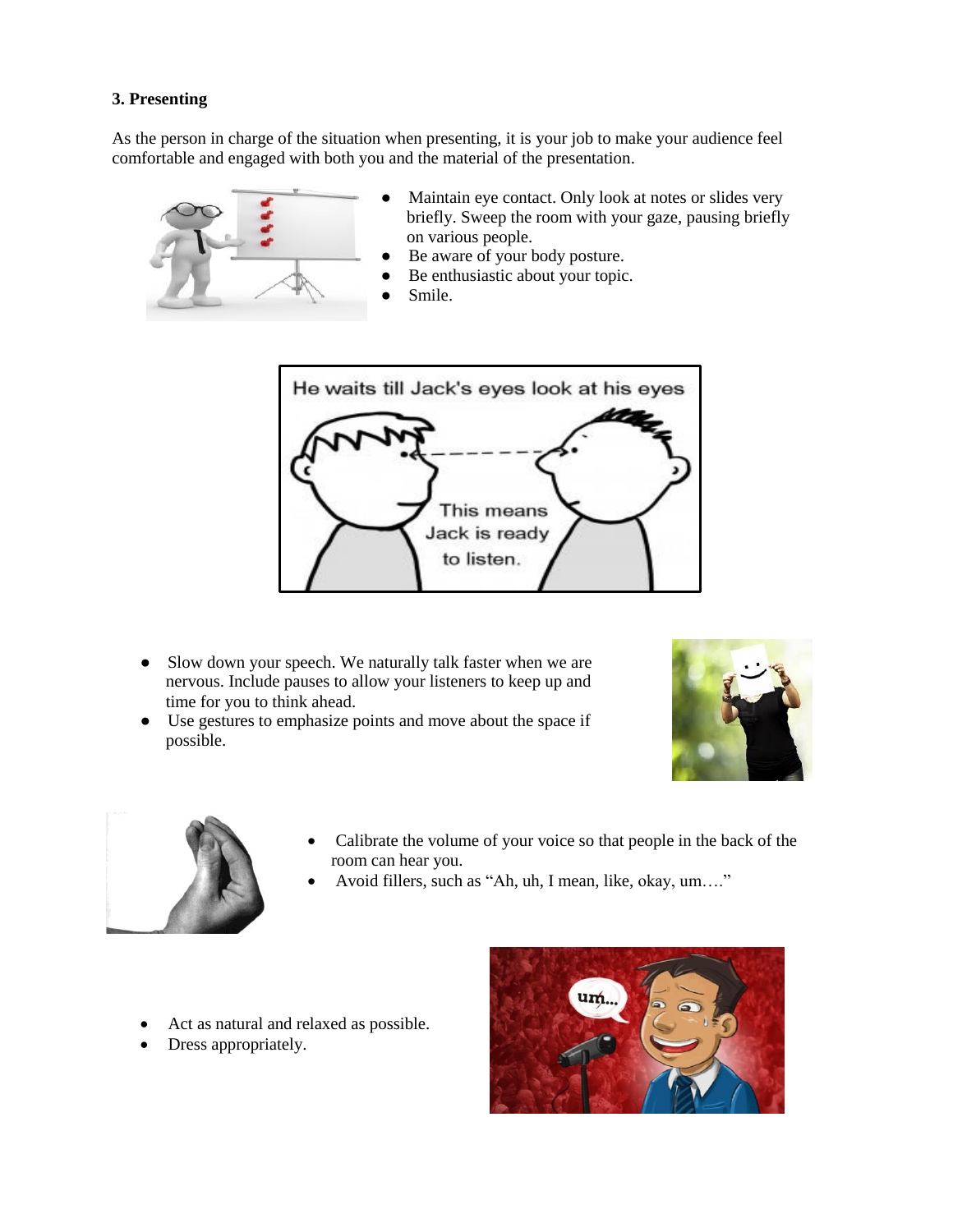### 3. Presenting

As the person in charge of the situation when presenting, it is your job to make your audience feel comfortable and engaged with both you and the material of the presentation.

- Maintain eye contact. Only look at notes or slides very briefly. Sweep the room with your gaze, pausing briefly on various people.
- Be aware of your body posture.
- Be enthusiastic about your topic.
- Smile.

- Slow down your speech. We naturally talk faster when we are nervous. Include pauses to allow your listeners to keep up and time for you to think ahead.
- Use gestures to emphasize points and move about the space if possible.

- Calibrate the volume of your voice so that people in the back of the room can hear you.
- Avoid fillers, such as "Ah, uh, I mean, like, okay, um…."

- Act as natural and relaxed as possible.
- Dress appropriately.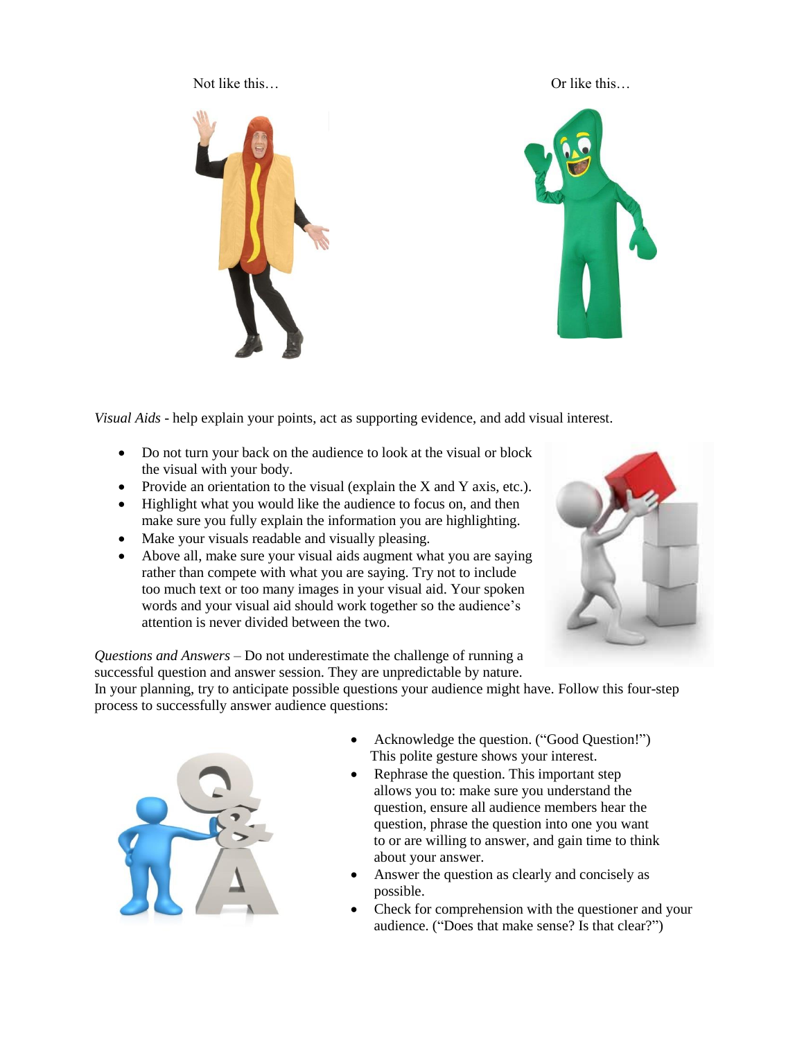Not like this… Or like this…

*Visual Aids* - help explain your points, act as supporting evidence, and add visual interest.

- Do not turn your back on the audience to look at the visual or block the visual with your body.
- Provide an orientation to the visual (explain the X and Y axis, etc.).
- Highlight what you would like the audience to focus on, and then make sure you fully explain the information you are highlighting.
- Make your visuals readable and visually pleasing.
- Above all, make sure your visual aids augment what you are saying rather than compete with what you are saying. Try not to include too much text or too many images in your visual aid. Your spoken words and your visual aid should work together so the audience's attention is never divided between the two.

*Questions and Answers* – Do not underestimate the challenge of running a successful question and answer session. They are unpredictable by nature. In your planning, try to anticipate possible questions your audience might have. Follow this four-step process to successfully answer audience questions:

- Acknowledge the question. ("Good Question!") This polite gesture shows your interest.
- Rephrase the question. This important step allows you to: make sure you understand the question, ensure all audience members hear the question, phrase the question into one you want to or are willing to answer, and gain time to think about your answer.
- Answer the question as clearly and concisely as possible.
- Check for comprehension with the questioner and your audience. ("Does that make sense? Is that clear?")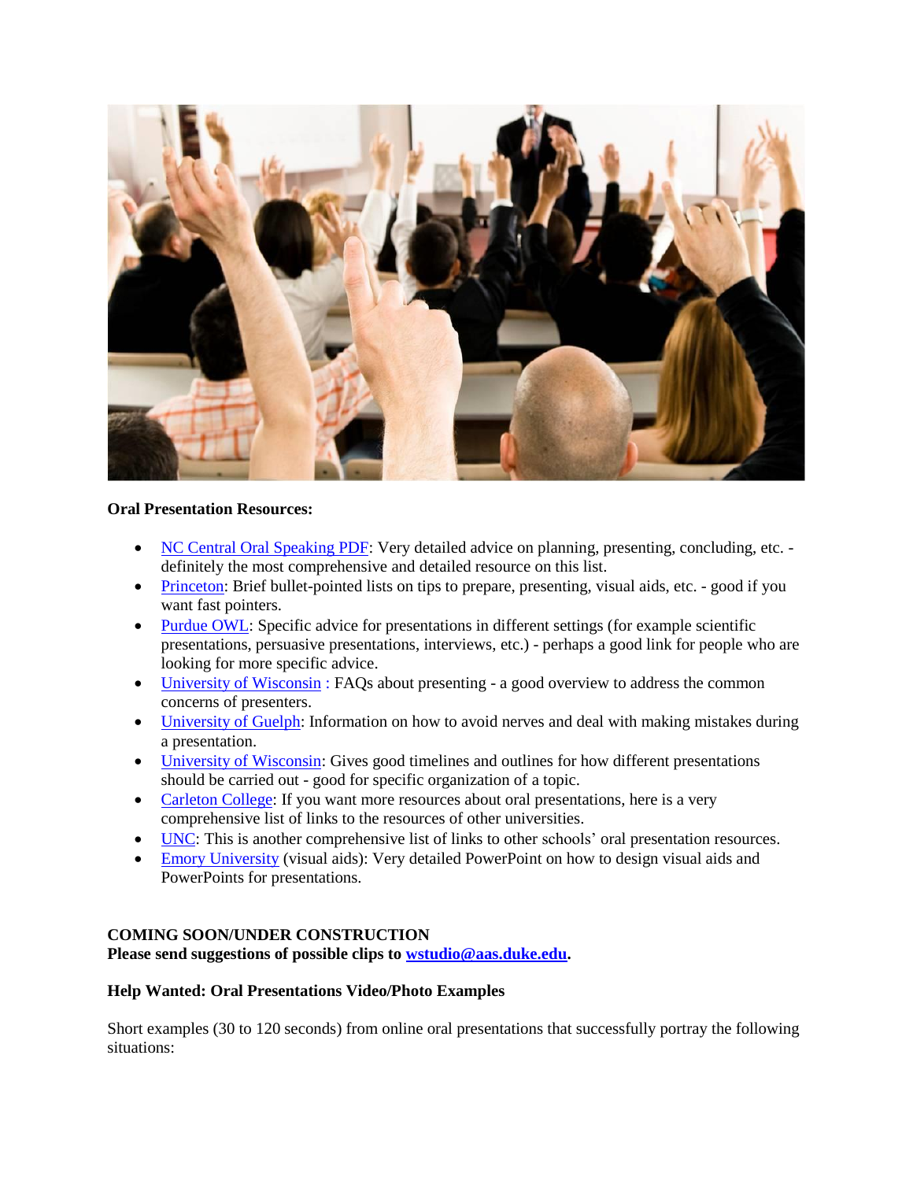**Oral Presentation Resources:**

- NC Central Oral Speaking PDF: Very detailed advice on planning, presenting, concluding, etc. - definitely the most comprehensive and detailed resource on this list.
- Princeton: Brief bullet-pointed lists on tips to prepare, presenting, visual aids, etc. - good if you want fast pointers.
- Purdue OWL: Specific advice for presentations in different settings (for example scientific presentations, persuasive presentations, interviews, etc.) - perhaps a good link for people who are looking for more specific advice.
- University of Wisconsin : FAQs about presenting - a good overview to address the common concerns of presenters.
- University of Guelph: Information on how to avoid nerves and deal with making mistakes during a presentation.
- University of Wisconsin: Gives good timelines and outlines for how different presentations should be carried out - good for specific organization of a topic.
- Carleton College: If you want more resources about oral presentations, here is a very comprehensive list of links to the resources of other universities.
- UNC: This is another comprehensive list of links to other schools' oral presentation resources.
- Emory University (visual aids): Very detailed PowerPoint on how to design visual aids and PowerPoints for presentations.

**COMING SOON/UNDER CONSTRUCTION**
**Please send suggestions of possible clips to wstudio@aas.duke.edu.**

**Help Wanted: Oral Presentations Video/Photo Examples**

Short examples (30 to 120 seconds) from online oral presentations that successfully portray the following situations: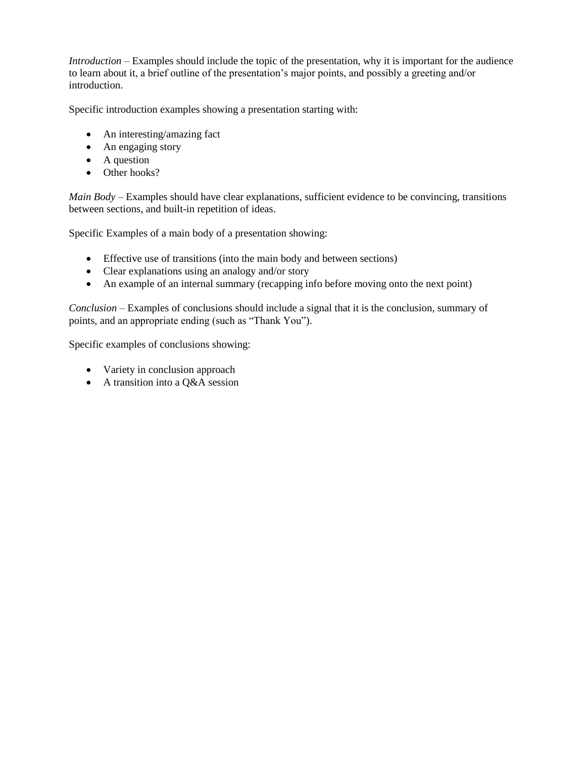*Introduction* – Examples should include the topic of the presentation, why it is important for the audience to learn about it, a brief outline of the presentation's major points, and possibly a greeting and/or introduction.

Specific introduction examples showing a presentation starting with:

- An interesting/amazing fact
- An engaging story
- A question
- Other hooks?

*Main Body* – Examples should have clear explanations, sufficient evidence to be convincing, transitions between sections, and built-in repetition of ideas.

Specific Examples of a main body of a presentation showing:

- Effective use of transitions (into the main body and between sections)
- Clear explanations using an analogy and/or story
- An example of an internal summary (recapping info before moving onto the next point)

*Conclusion* – Examples of conclusions should include a signal that it is the conclusion, summary of points, and an appropriate ending (such as "Thank You").

Specific examples of conclusions showing:

- Variety in conclusion approach
- A transition into a Q&A session